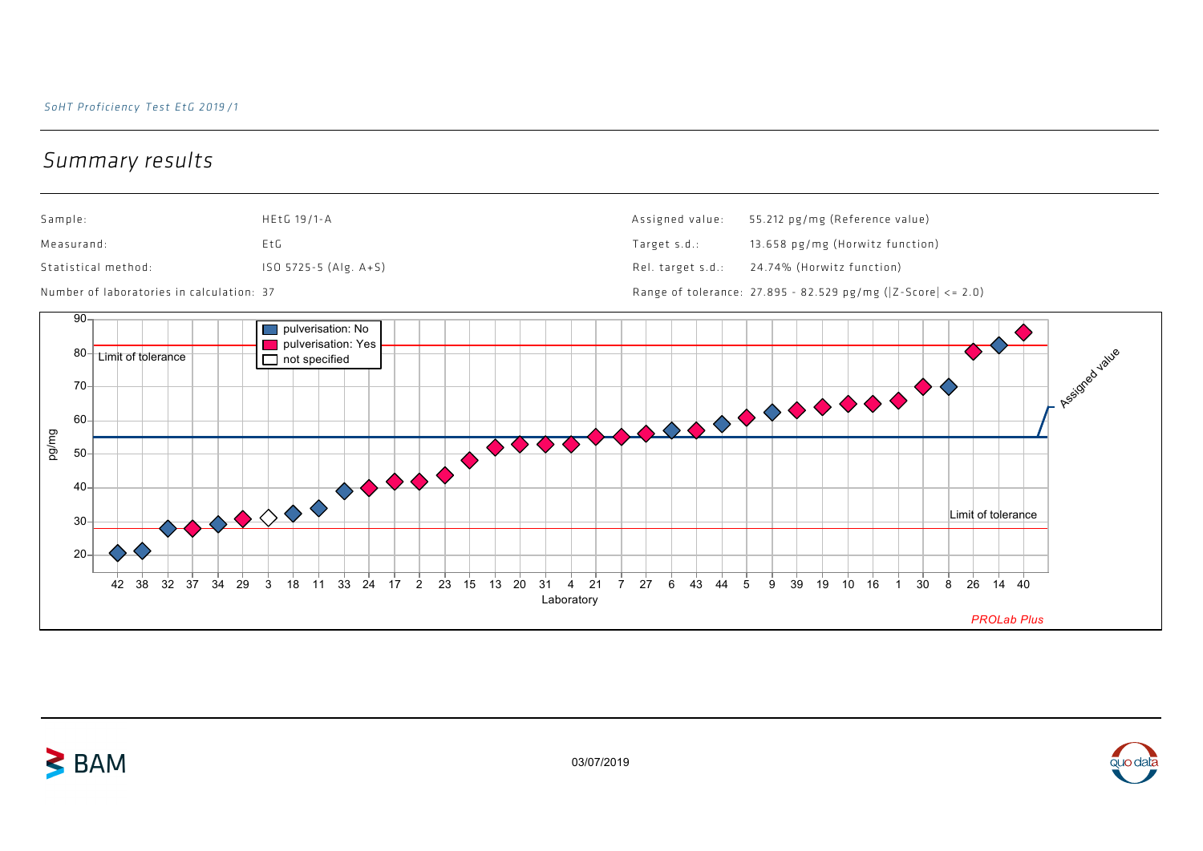*SoHT Proficiency Test EtG 2019/1*

## Summary results

| | | | |
|---|---|---|---|
| Sample: | HEtG 19/1-A | Assigned value: | 55.212 pg/mg (Reference value) |
| Measurand: | EtG | Target s.d.: | 13.658 pg/mg (Horwitz function) |
| Statistical method: | ISO 5725-5 (Alg. A+S) | Rel. target s.d.: | 24.74% (Horwitz function) |
| Number of laboratories in calculation: | 37 | Range of tolerance: | 27.895 - 82.529 pg/mg (\|Z-Score\| <= 2.0) |

pulverisation: No
pulverisation: Yes
not specified

Limit of tolerance

Assigned value

pg/mg

Laboratory

42 38 32 37 34 29 3 18 11 33 24 17 2 23 15 13 20 31 4 21 7 27 6 43 44 5 9 39 19 10 16 1 30 8 26 14 40

*PROLab Plus*

03/07/2019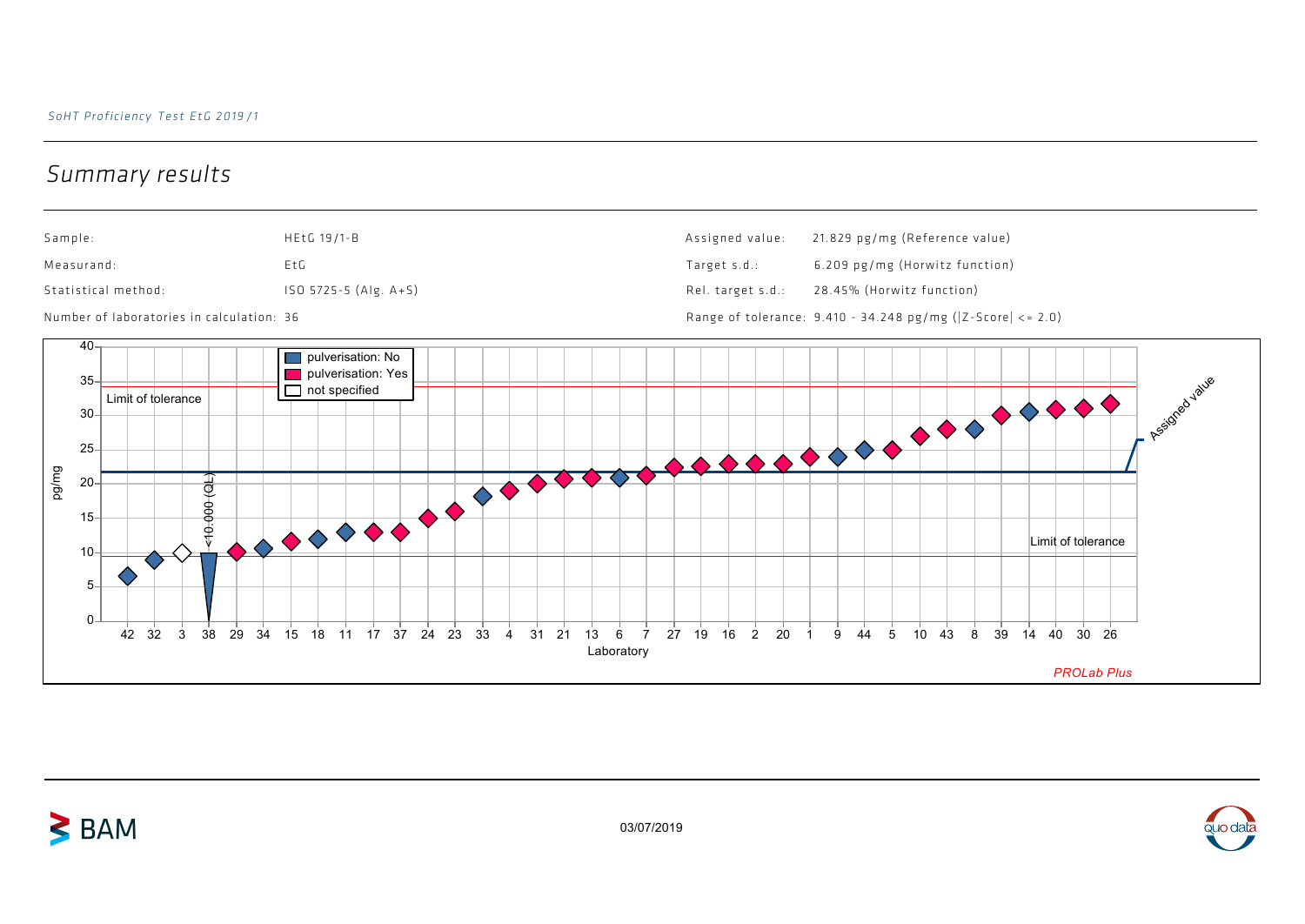## Summary results

| | | | |
|---|---|---|---|
| Sample: | HEtG 19/1-B | Assigned value: | 21.829 pg/mg (Reference value) |
| Measurand: | EtG | Target s.d.: | 6.209 pg/mg (Horwitz function) |
| Statistical method: | ISO 5725-5 (Alg. A+S) | Rel. target s.d.: | 28.45% (Horwitz function) |
| Number of laboratories in calculation: | 36 | Range of tolerance: | 9.410 - 34.248 pg/mg (\|Z-Score\| <= 2.0) |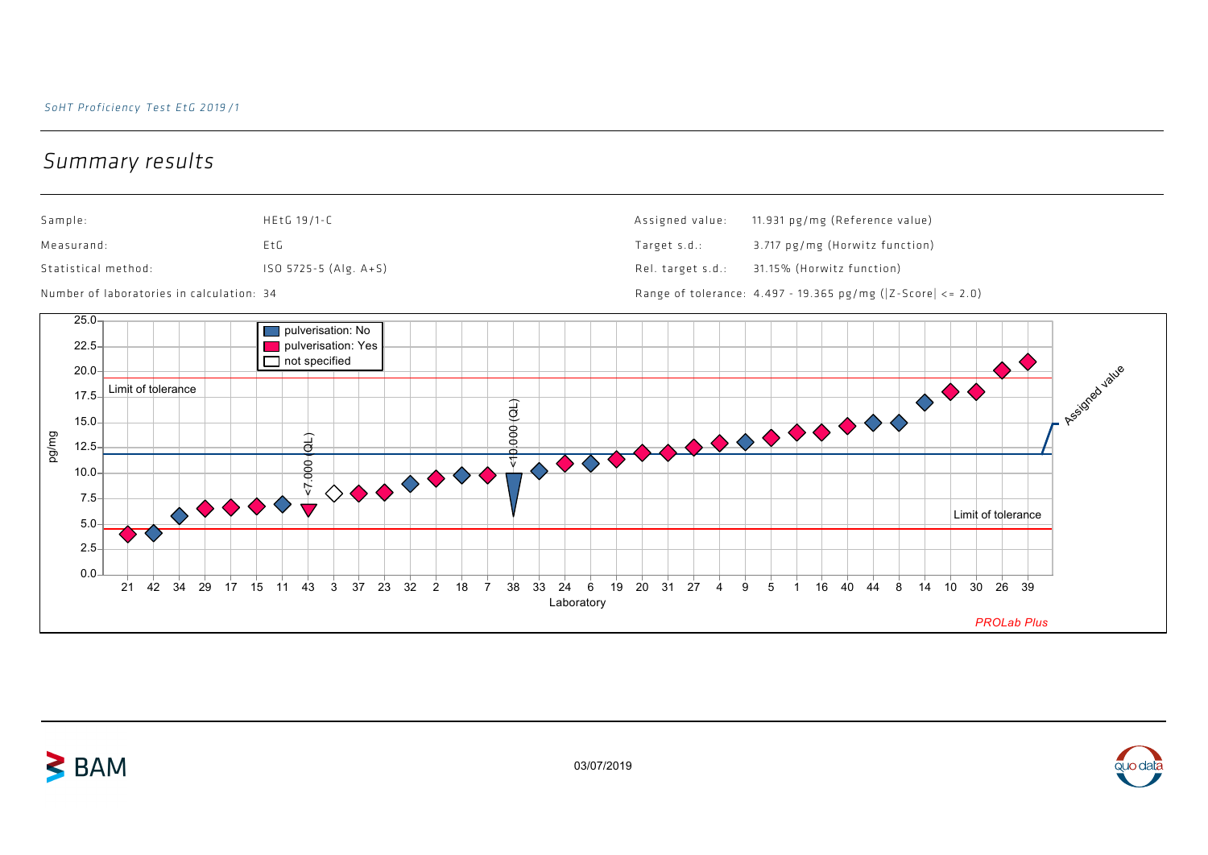## Summary results

| | | | |
|---|---|---|---|
| Sample: | HEtG 19/1-C | Assigned value: | 11.931 pg/mg (Reference value) |
| Measurand: | EtG | Target s.d.: | 3.717 pg/mg (Horwitz function) |
| Statistical method: | ISO 5725-5 (Alg. A+S) | Rel. target s.d.: | 31.15% (Horwitz function) |
| Number of laboratories in calculation: 34 | | Range of tolerance: | 4.497 - 19.365 pg/mg (\|Z-Score\| <= 2.0) |

pulverisation: No
pulverisation: Yes
not specified

pg/mg

Limit of tolerance

<7.000 (QL)

<10.000 (QL)

Limit of tolerance

Assigned value

Laboratory

21 42 34 29 17 15 11 43 3 37 23 32 2 18 7 38 33 24 6 19 20 31 27 4 9 5 1 16 40 44 8 14 10 30 26 39

*PROLab Plus*

03/07/2019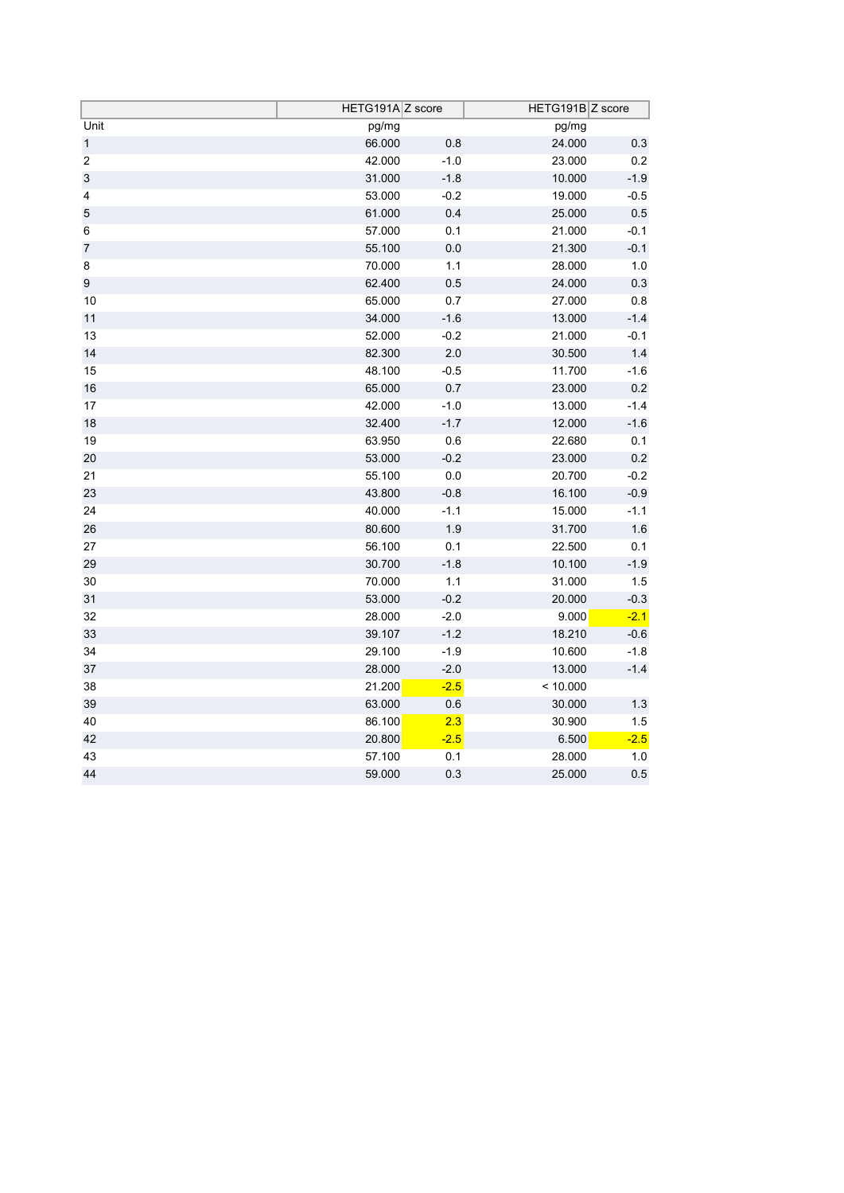| | HETG191A | Z score | HETG191B | Z score |
|---|---|---|---|---|
| Unit | pg/mg | | pg/mg | |
| 1 | 66.000 | 0.8 | 24.000 | 0.3 |
| 2 | 42.000 | -1.0 | 23.000 | 0.2 |
| 3 | 31.000 | -1.8 | 10.000 | -1.9 |
| 4 | 53.000 | -0.2 | 19.000 | -0.5 |
| 5 | 61.000 | 0.4 | 25.000 | 0.5 |
| 6 | 57.000 | 0.1 | 21.000 | -0.1 |
| 7 | 55.100 | 0.0 | 21.300 | -0.1 |
| 8 | 70.000 | 1.1 | 28.000 | 1.0 |
| 9 | 62.400 | 0.5 | 24.000 | 0.3 |
| 10 | 65.000 | 0.7 | 27.000 | 0.8 |
| 11 | 34.000 | -1.6 | 13.000 | -1.4 |
| 13 | 52.000 | -0.2 | 21.000 | -0.1 |
| 14 | 82.300 | 2.0 | 30.500 | 1.4 |
| 15 | 48.100 | -0.5 | 11.700 | -1.6 |
| 16 | 65.000 | 0.7 | 23.000 | 0.2 |
| 17 | 42.000 | -1.0 | 13.000 | -1.4 |
| 18 | 32.400 | -1.7 | 12.000 | -1.6 |
| 19 | 63.950 | 0.6 | 22.680 | 0.1 |
| 20 | 53.000 | -0.2 | 23.000 | 0.2 |
| 21 | 55.100 | 0.0 | 20.700 | -0.2 |
| 23 | 43.800 | -0.8 | 16.100 | -0.9 |
| 24 | 40.000 | -1.1 | 15.000 | -1.1 |
| 26 | 80.600 | 1.9 | 31.700 | 1.6 |
| 27 | 56.100 | 0.1 | 22.500 | 0.1 |
| 29 | 30.700 | -1.8 | 10.100 | -1.9 |
| 30 | 70.000 | 1.1 | 31.000 | 1.5 |
| 31 | 53.000 | -0.2 | 20.000 | -0.3 |
| 32 | 28.000 | -2.0 | 9.000 | -2.1 |
| 33 | 39.107 | -1.2 | 18.210 | -0.6 |
| 34 | 29.100 | -1.9 | 10.600 | -1.8 |
| 37 | 28.000 | -2.0 | 13.000 | -1.4 |
| 38 | 21.200 | -2.5 | < 10.000 | |
| 39 | 63.000 | 0.6 | 30.000 | 1.3 |
| 40 | 86.100 | 2.3 | 30.900 | 1.5 |
| 42 | 20.800 | -2.5 | 6.500 | -2.5 |
| 43 | 57.100 | 0.1 | 28.000 | 1.0 |
| 44 | 59.000 | 0.3 | 25.000 | 0.5 |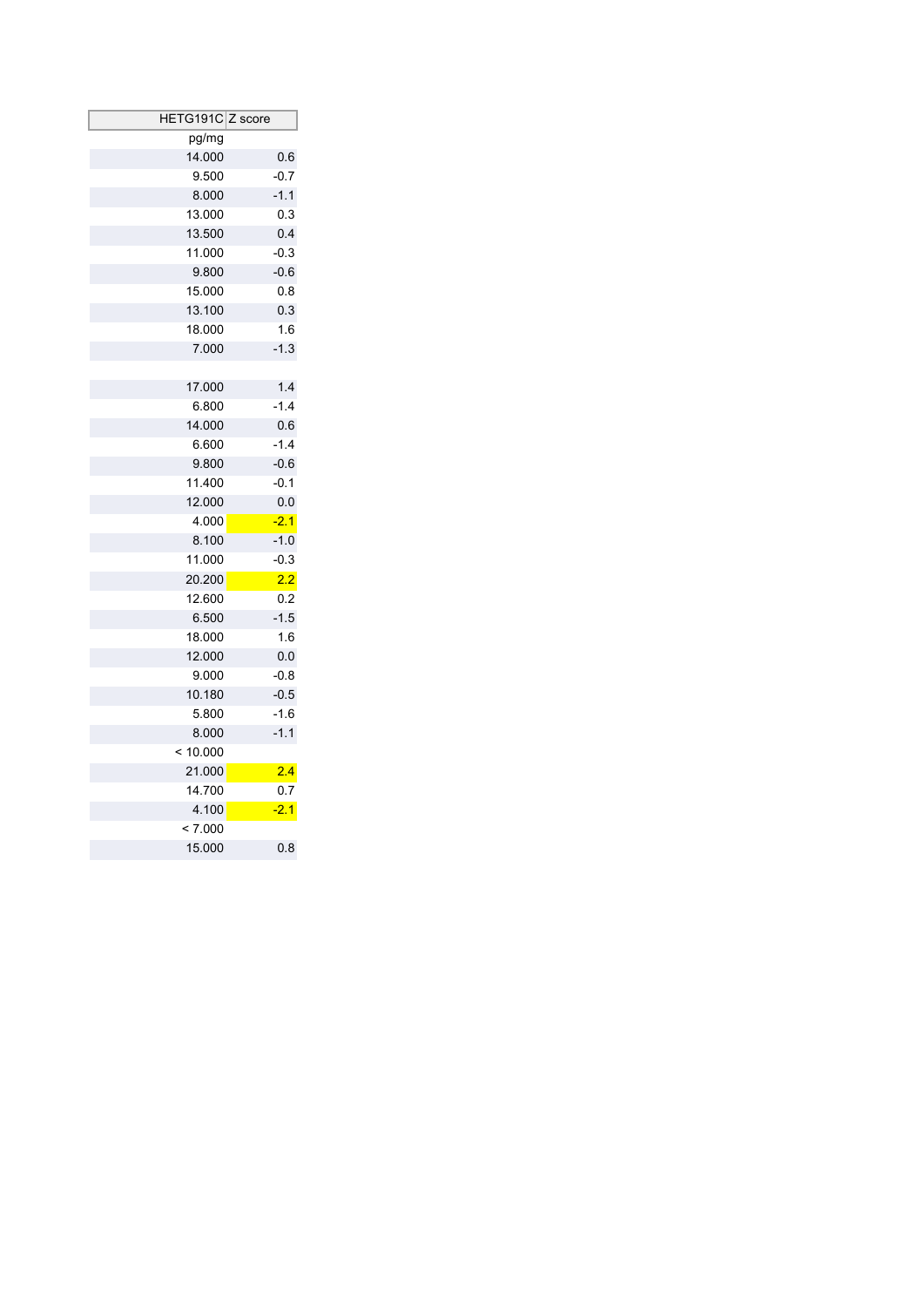| HETG191C | Z score |
|---|---|
| pg/mg | |
| 14.000 | 0.6 |
| 9.500 | -0.7 |
| 8.000 | -1.1 |
| 13.000 | 0.3 |
| 13.500 | 0.4 |
| 11.000 | -0.3 |
| 9.800 | -0.6 |
| 15.000 | 0.8 |
| 13.100 | 0.3 |
| 18.000 | 1.6 |
| 7.000 | -1.3 |
| | |
| 17.000 | 1.4 |
| 6.800 | -1.4 |
| 14.000 | 0.6 |
| 6.600 | -1.4 |
| 9.800 | -0.6 |
| 11.400 | -0.1 |
| 12.000 | 0.0 |
| 4.000 | -2.1 |
| 8.100 | -1.0 |
| 11.000 | -0.3 |
| 20.200 | 2.2 |
| 12.600 | 0.2 |
| 6.500 | -1.5 |
| 18.000 | 1.6 |
| 12.000 | 0.0 |
| 9.000 | -0.8 |
| 10.180 | -0.5 |
| 5.800 | -1.6 |
| 8.000 | -1.1 |
| < 10.000 | |
| 21.000 | 2.4 |
| 14.700 | 0.7 |
| 4.100 | -2.1 |
| < 7.000 | |
| 15.000 | 0.8 |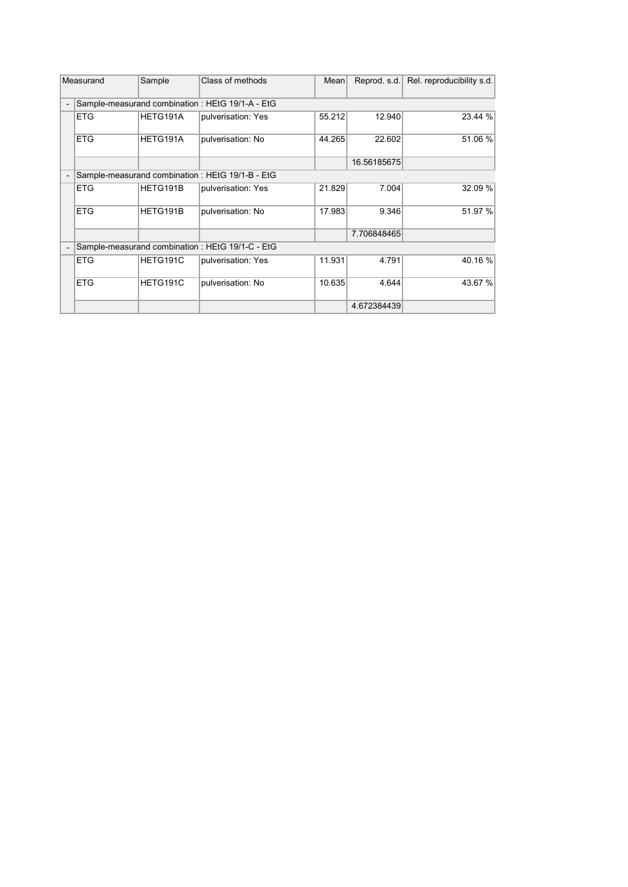| | Measurand | Sample | Class of methods | Mean | Reprod. s.d. | Rel. reproducibility s.d. |
|---|---|---|---|---|---|---|
| - | Sample-measurand combination : HEtG 19/1-A - EtG | | | | | |
| | ETG | HETG191A | pulverisation: Yes | 55.212 | 12.940 | 23.44 % |
| | ETG | HETG191A | pulverisation: No | 44.265 | 22.602 | 51.06 % |
| | | | | | 16.56185675 | |
| - | Sample-measurand combination : HEtG 19/1-B - EtG | | | | | |
| | ETG | HETG191B | pulverisation: Yes | 21.829 | 7.004 | 32.09 % |
| | ETG | HETG191B | pulverisation: No | 17.983 | 9.346 | 51.97 % |
| | | | | | 7.706848465 | |
| - | Sample-measurand combination : HEtG 19/1-C - EtG | | | | | |
| | ETG | HETG191C | pulverisation: Yes | 11.931 | 4.791 | 40.16 % |
| | ETG | HETG191C | pulverisation: No | 10.635 | 4.644 | 43.67 % |
| | | | | | 4.672384439 | |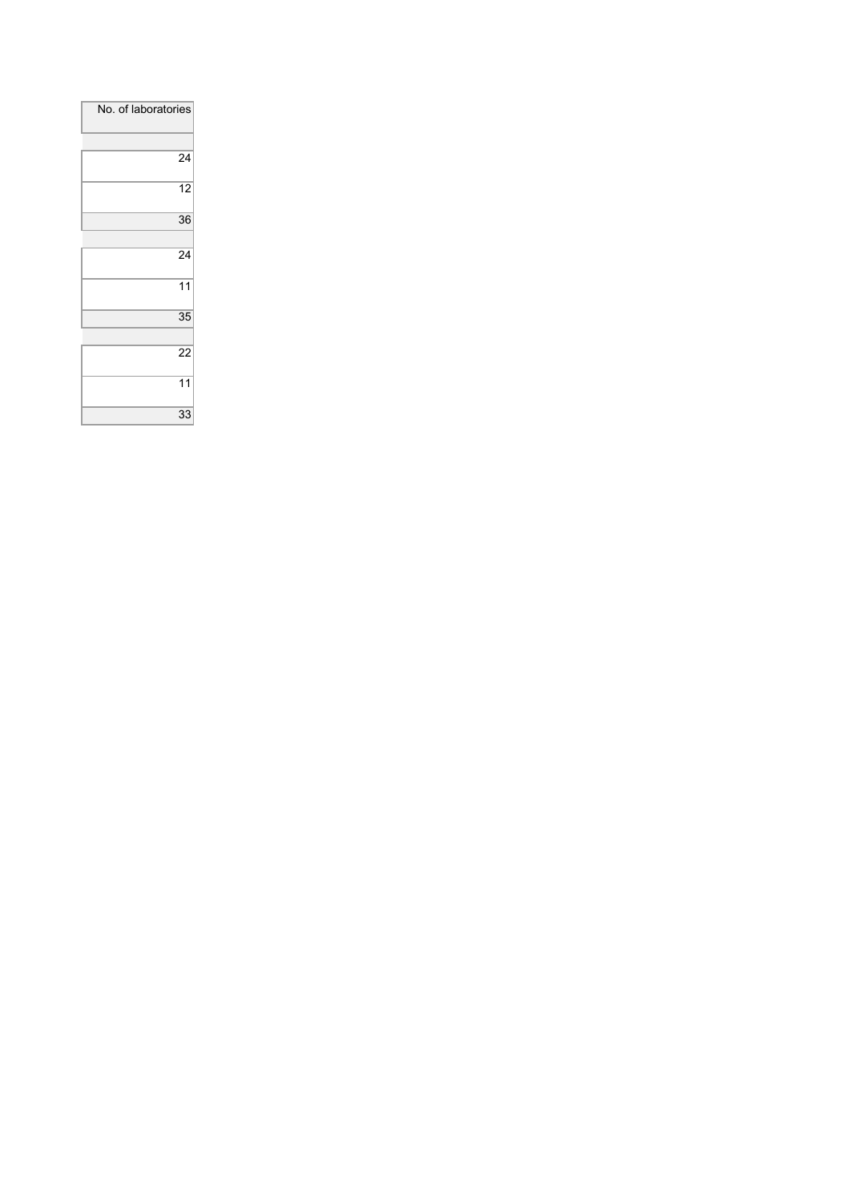| No. of laboratories |
| --- |
| |
| 24 |
| 12 |
| 36 |
| |
| 24 |
| 11 |
| 35 |
| |
| 22 |
| 11 |
| 33 |